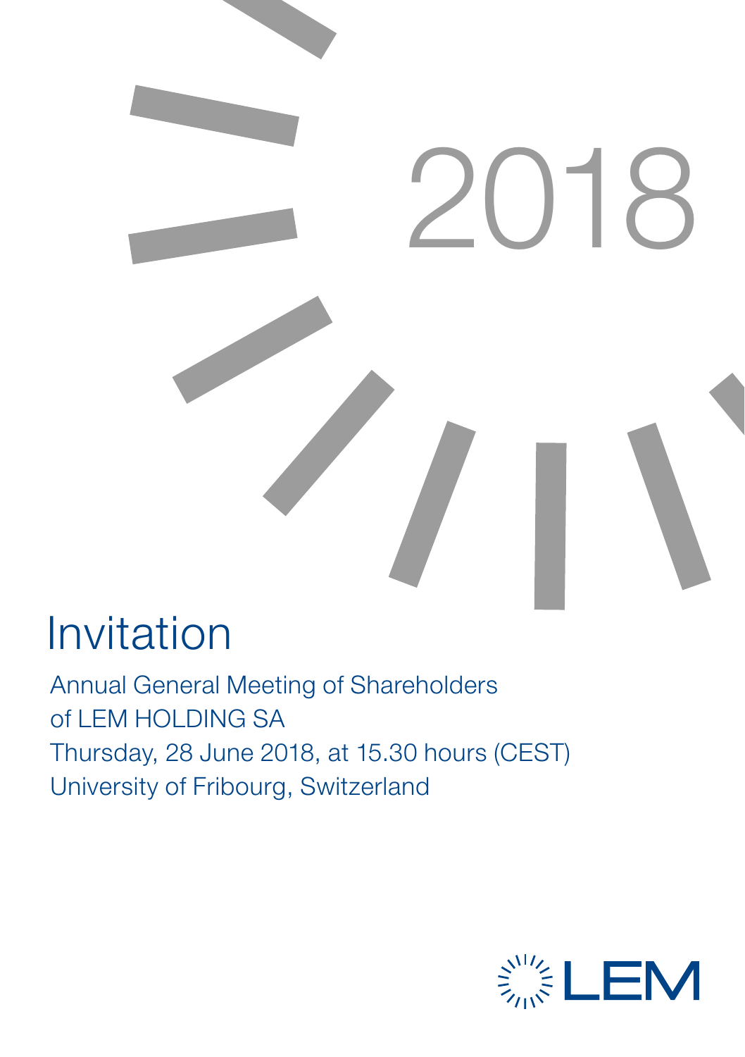2018

# Invitation

Annual General Meeting of Shareholders
of LEM HOLDING SA
Thursday, 28 June 2018, at 15.30 hours (CEST)
University of Fribourg, Switzerland

LEM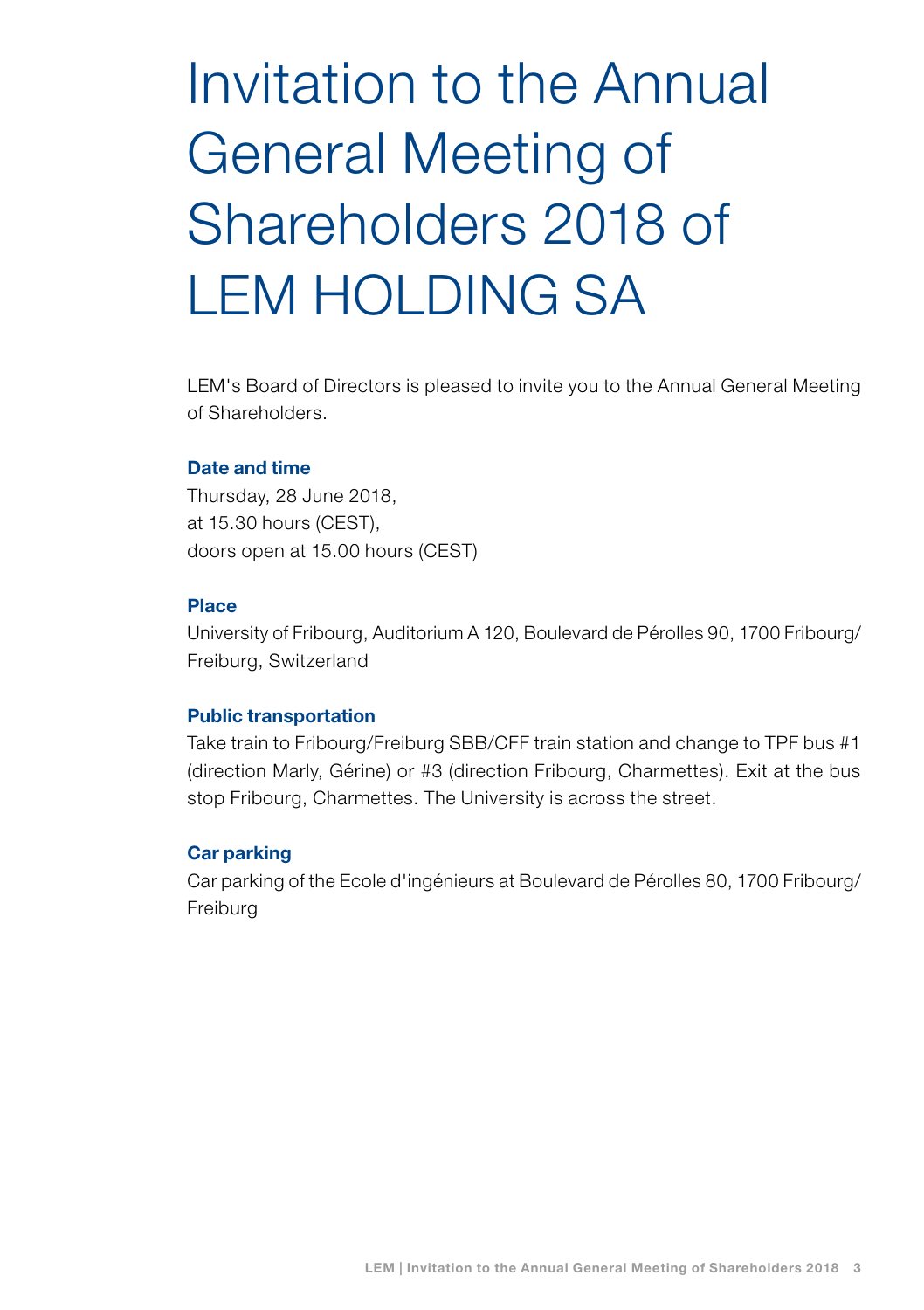# Invitation to the Annual General Meeting of Shareholders 2018 of LEM HOLDING SA

LEM's Board of Directors is pleased to invite you to the Annual General Meeting of Shareholders.

**Date and time**
Thursday, 28 June 2018,
at 15.30 hours (CEST),
doors open at 15.00 hours (CEST)

**Place**
University of Fribourg, Auditorium A 120, Boulevard de Pérolles 90, 1700 Fribourg/Freiburg, Switzerland

**Public transportation**
Take train to Fribourg/Freiburg SBB/CFF train station and change to TPF bus #1 (direction Marly, Gérine) or #3 (direction Fribourg, Charmettes). Exit at the bus stop Fribourg, Charmettes. The University is across the street.

**Car parking**
Car parking of the Ecole d'ingénieurs at Boulevard de Pérolles 80, 1700 Fribourg/Freiburg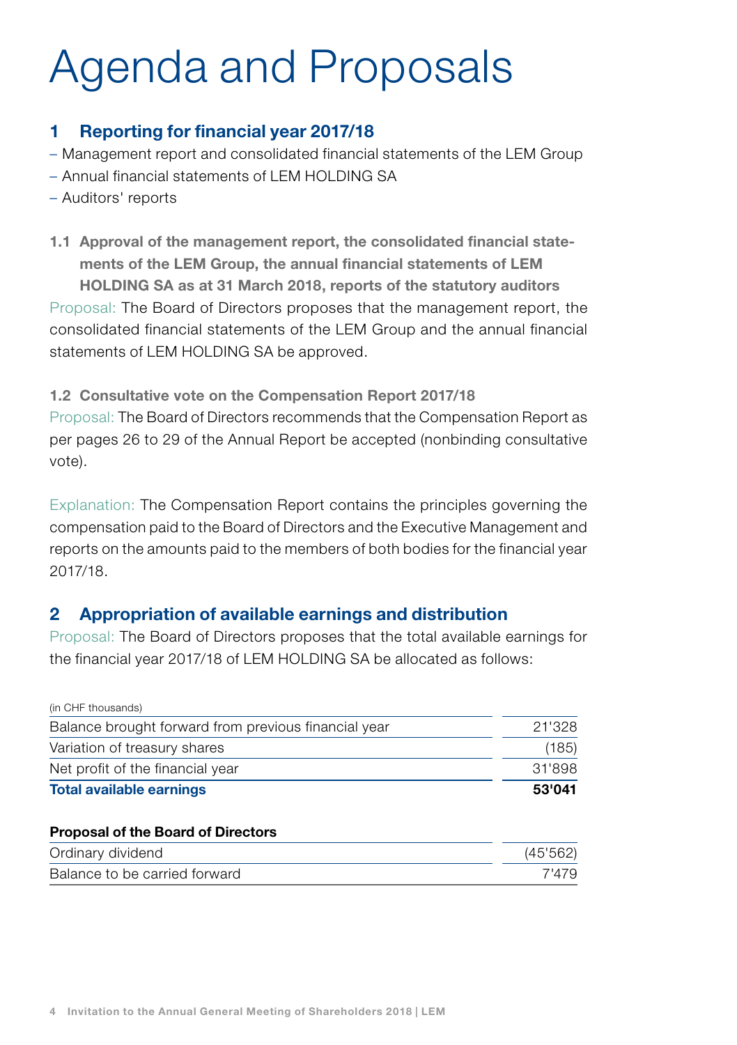# Agenda and Proposals

## 1 Reporting for financial year 2017/18

- Management report and consolidated financial statements of the LEM Group
- Annual financial statements of LEM HOLDING SA
- Auditors' reports

**1.1 Approval of the management report, the consolidated financial statements of the LEM Group, the annual financial statements of LEM HOLDING SA as at 31 March 2018, reports of the statutory auditors**

Proposal: The Board of Directors proposes that the management report, the consolidated financial statements of the LEM Group and the annual financial statements of LEM HOLDING SA be approved.

**1.2 Consultative vote on the Compensation Report 2017/18**

Proposal: The Board of Directors recommends that the Compensation Report as per pages 26 to 29 of the Annual Report be accepted (nonbinding consultative vote).

Explanation: The Compensation Report contains the principles governing the compensation paid to the Board of Directors and the Executive Management and reports on the amounts paid to the members of both bodies for the financial year 2017/18.

## 2 Appropriation of available earnings and distribution

Proposal: The Board of Directors proposes that the total available earnings for the financial year 2017/18 of LEM HOLDING SA be allocated as follows:

| (in CHF thousands) | |
|---|---|
| Balance brought forward from previous financial year | 21'328 |
| Variation of treasury shares | (185) |
| Net profit of the financial year | 31'898 |
| **Total available earnings** | **53'041** |
| **Proposal of the Board of Directors** | |
| Ordinary dividend | (45'562) |
| Balance to be carried forward | 7'479 |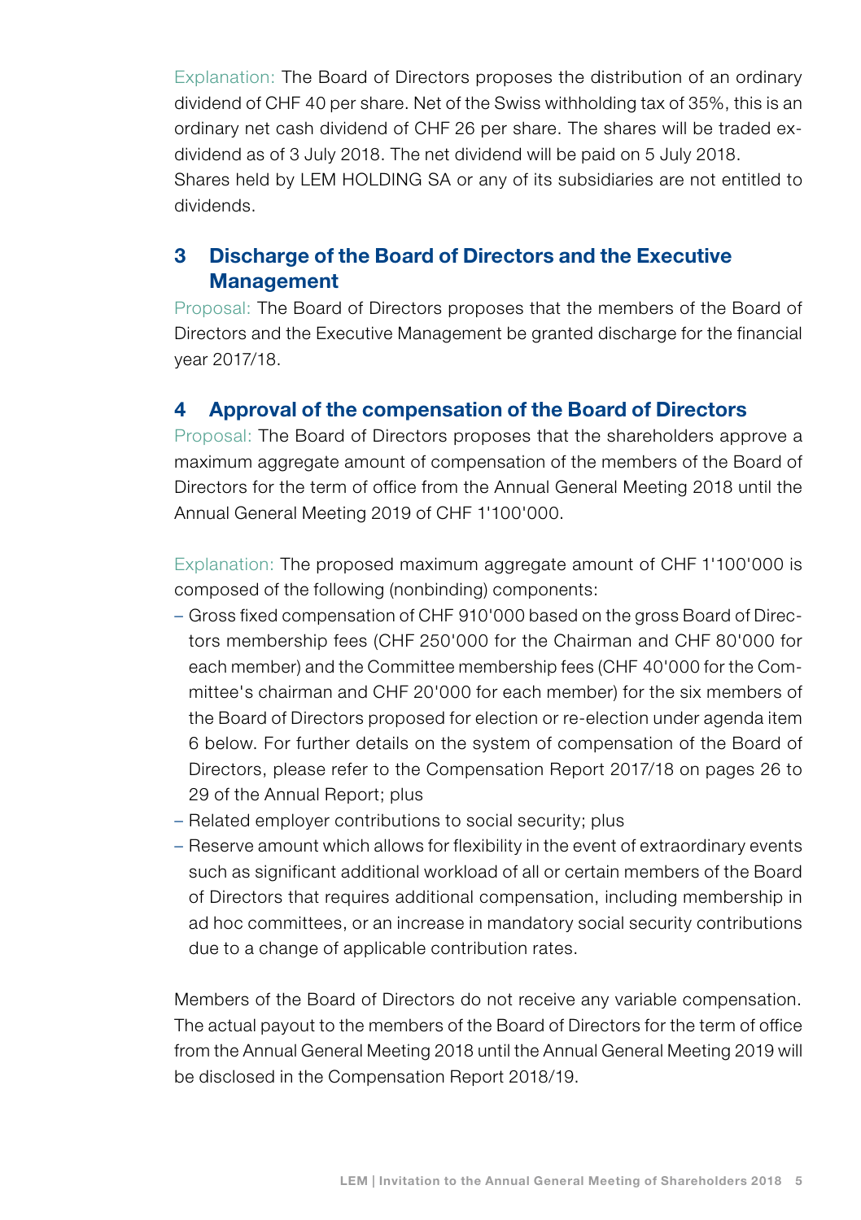Explanation: The Board of Directors proposes the distribution of an ordinary dividend of CHF 40 per share. Net of the Swiss withholding tax of 35%, this is an ordinary net cash dividend of CHF 26 per share. The shares will be traded ex-dividend as of 3 July 2018. The net dividend will be paid on 5 July 2018.
Shares held by LEM HOLDING SA or any of its subsidiaries are not entitled to dividends.

## 3 Discharge of the Board of Directors and the Executive Management

Proposal: The Board of Directors proposes that the members of the Board of Directors and the Executive Management be granted discharge for the financial year 2017/18.

## 4 Approval of the compensation of the Board of Directors

Proposal: The Board of Directors proposes that the shareholders approve a maximum aggregate amount of compensation of the members of the Board of Directors for the term of office from the Annual General Meeting 2018 until the Annual General Meeting 2019 of CHF 1'100'000.

Explanation: The proposed maximum aggregate amount of CHF 1'100'000 is composed of the following (nonbinding) components:

- Gross fixed compensation of CHF 910'000 based on the gross Board of Directors membership fees (CHF 250'000 for the Chairman and CHF 80'000 for each member) and the Committee membership fees (CHF 40'000 for the Committee's chairman and CHF 20'000 for each member) for the six members of the Board of Directors proposed for election or re-election under agenda item 6 below. For further details on the system of compensation of the Board of Directors, please refer to the Compensation Report 2017/18 on pages 26 to 29 of the Annual Report; plus
- Related employer contributions to social security; plus
- Reserve amount which allows for flexibility in the event of extraordinary events such as significant additional workload of all or certain members of the Board of Directors that requires additional compensation, including membership in ad hoc committees, or an increase in mandatory social security contributions due to a change of applicable contribution rates.

Members of the Board of Directors do not receive any variable compensation. The actual payout to the members of the Board of Directors for the term of office from the Annual General Meeting 2018 until the Annual General Meeting 2019 will be disclosed in the Compensation Report 2018/19.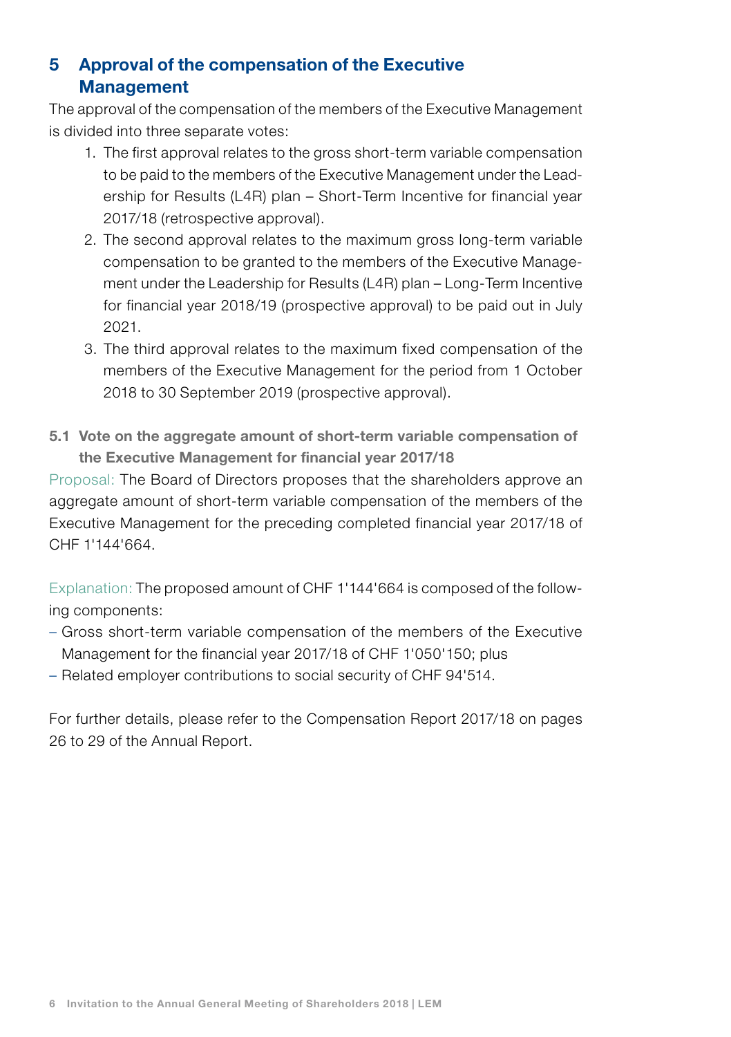## 5 Approval of the compensation of the Executive Management

The approval of the compensation of the members of the Executive Management is divided into three separate votes:

1. The first approval relates to the gross short-term variable compensation to be paid to the members of the Executive Management under the Leadership for Results (L4R) plan – Short-Term Incentive for financial year 2017/18 (retrospective approval).
2. The second approval relates to the maximum gross long-term variable compensation to be granted to the members of the Executive Management under the Leadership for Results (L4R) plan – Long-Term Incentive for financial year 2018/19 (prospective approval) to be paid out in July 2021.
3. The third approval relates to the maximum fixed compensation of the members of the Executive Management for the period from 1 October 2018 to 30 September 2019 (prospective approval).

### 5.1 Vote on the aggregate amount of short-term variable compensation of the Executive Management for financial year 2017/18

Proposal: The Board of Directors proposes that the shareholders approve an aggregate amount of short-term variable compensation of the members of the Executive Management for the preceding completed financial year 2017/18 of CHF 1'144'664.

Explanation: The proposed amount of CHF 1'144'664 is composed of the following components:

- Gross short-term variable compensation of the members of the Executive Management for the financial year 2017/18 of CHF 1'050'150; plus
- Related employer contributions to social security of CHF 94'514.

For further details, please refer to the Compensation Report 2017/18 on pages 26 to 29 of the Annual Report.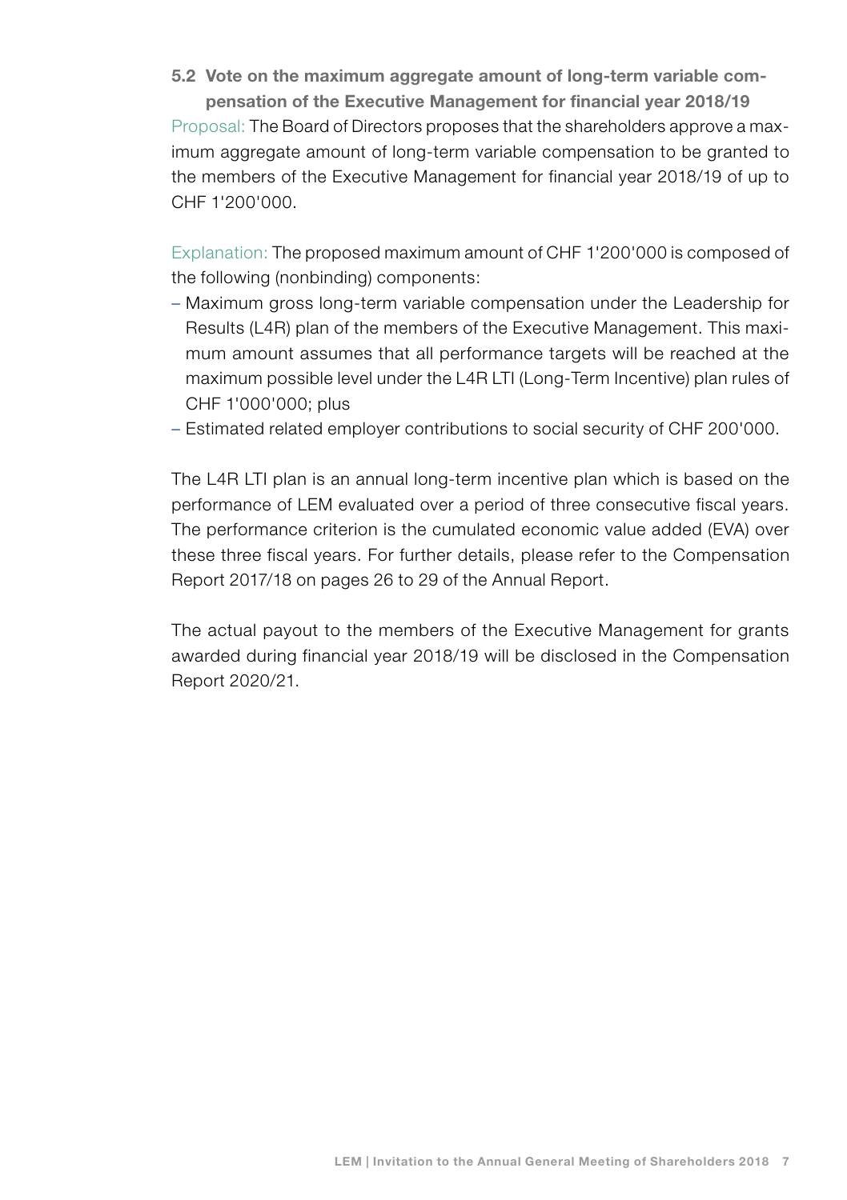### 5.2 Vote on the maximum aggregate amount of long-term variable compensation of the Executive Management for financial year 2018/19

Proposal: The Board of Directors proposes that the shareholders approve a maximum aggregate amount of long-term variable compensation to be granted to the members of the Executive Management for financial year 2018/19 of up to CHF 1'200'000.

Explanation: The proposed maximum amount of CHF 1'200'000 is composed of the following (nonbinding) components:

– Maximum gross long-term variable compensation under the Leadership for Results (L4R) plan of the members of the Executive Management. This maximum amount assumes that all performance targets will be reached at the maximum possible level under the L4R LTI (Long-Term Incentive) plan rules of CHF 1'000'000; plus
– Estimated related employer contributions to social security of CHF 200'000.

The L4R LTI plan is an annual long-term incentive plan which is based on the performance of LEM evaluated over a period of three consecutive fiscal years. The performance criterion is the cumulated economic value added (EVA) over these three fiscal years. For further details, please refer to the Compensation Report 2017/18 on pages 26 to 29 of the Annual Report.

The actual payout to the members of the Executive Management for grants awarded during financial year 2018/19 will be disclosed in the Compensation Report 2020/21.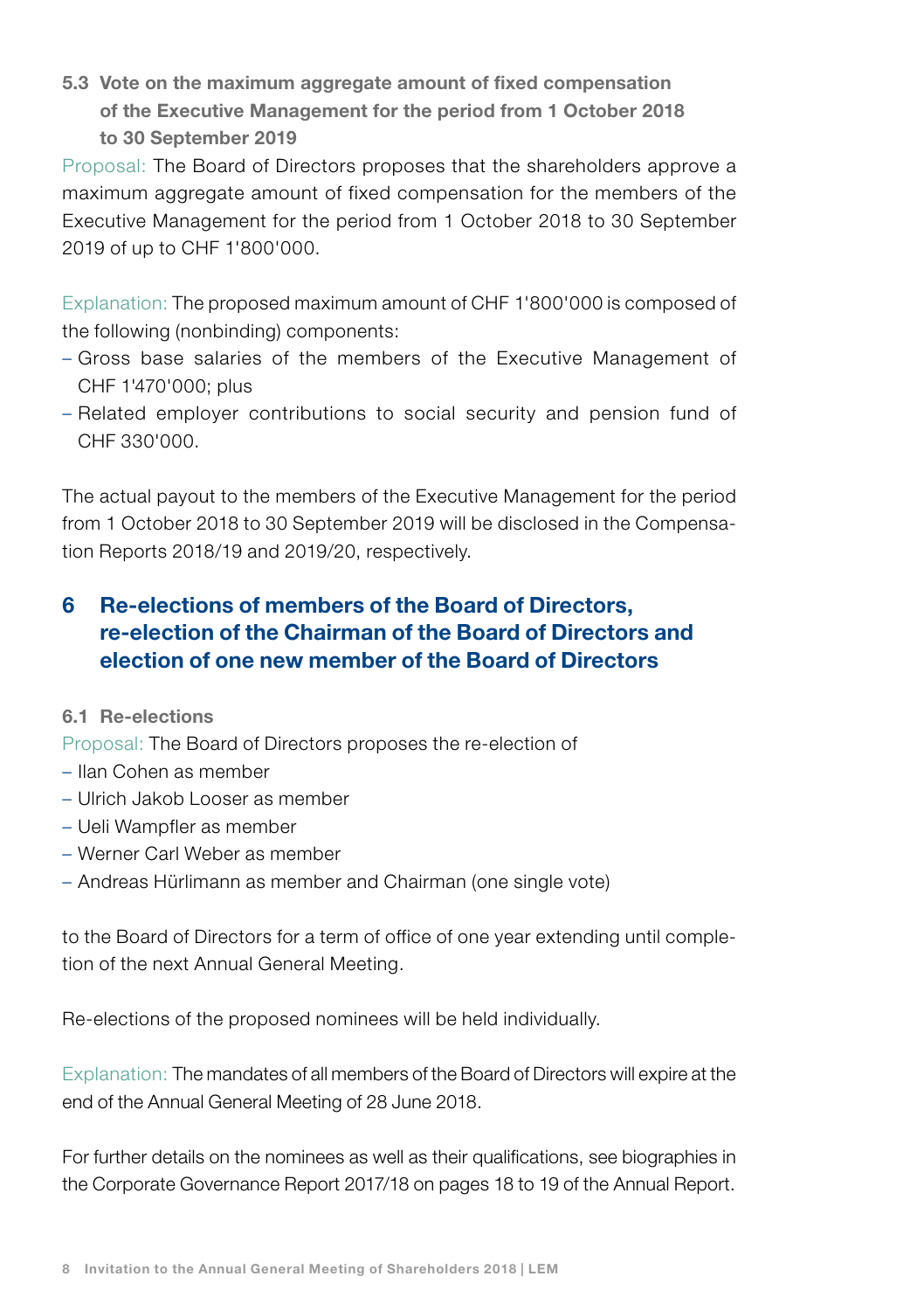### 5.3 Vote on the maximum aggregate amount of fixed compensation of the Executive Management for the period from 1 October 2018 to 30 September 2019

Proposal: The Board of Directors proposes that the shareholders approve a maximum aggregate amount of fixed compensation for the members of the Executive Management for the period from 1 October 2018 to 30 September 2019 of up to CHF 1'800'000.

Explanation: The proposed maximum amount of CHF 1'800'000 is composed of the following (nonbinding) components:

- Gross base salaries of the members of the Executive Management of CHF 1'470'000; plus
- Related employer contributions to social security and pension fund of CHF 330'000.

The actual payout to the members of the Executive Management for the period from 1 October 2018 to 30 September 2019 will be disclosed in the Compensation Reports 2018/19 and 2019/20, respectively.

## 6 Re-elections of members of the Board of Directors, re-election of the Chairman of the Board of Directors and election of one new member of the Board of Directors

### 6.1 Re-elections

Proposal: The Board of Directors proposes the re-election of

- Ilan Cohen as member
- Ulrich Jakob Looser as member
- Ueli Wampfler as member
- Werner Carl Weber as member
- Andreas Hürlimann as member and Chairman (one single vote)

to the Board of Directors for a term of office of one year extending until completion of the next Annual General Meeting.

Re-elections of the proposed nominees will be held individually.

Explanation: The mandates of all members of the Board of Directors will expire at the end of the Annual General Meeting of 28 June 2018.

For further details on the nominees as well as their qualifications, see biographies in the Corporate Governance Report 2017/18 on pages 18 to 19 of the Annual Report.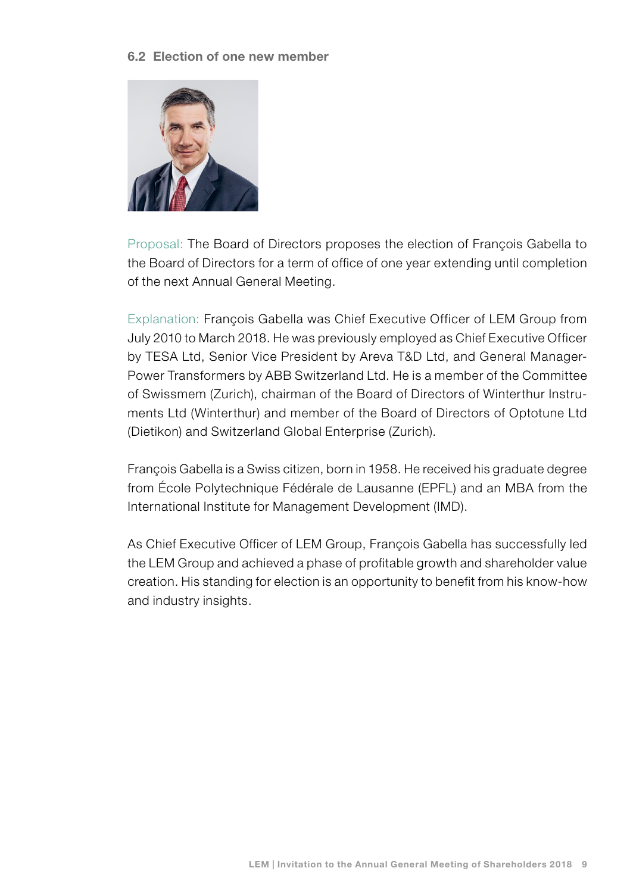### 6.2 Election of one new member

Proposal: The Board of Directors proposes the election of François Gabella to the Board of Directors for a term of office of one year extending until completion of the next Annual General Meeting.

Explanation: François Gabella was Chief Executive Officer of LEM Group from July 2010 to March 2018. He was previously employed as Chief Executive Officer by TESA Ltd, Senior Vice President by Areva T&D Ltd, and General Manager-Power Transformers by ABB Switzerland Ltd. He is a member of the Committee of Swissmem (Zurich), chairman of the Board of Directors of Winterthur Instruments Ltd (Winterthur) and member of the Board of Directors of Optotune Ltd (Dietikon) and Switzerland Global Enterprise (Zurich).

François Gabella is a Swiss citizen, born in 1958. He received his graduate degree from École Polytechnique Fédérale de Lausanne (EPFL) and an MBA from the International Institute for Management Development (IMD).

As Chief Executive Officer of LEM Group, François Gabella has successfully led the LEM Group and achieved a phase of profitable growth and shareholder value creation. His standing for election is an opportunity to benefit from his know-how and industry insights.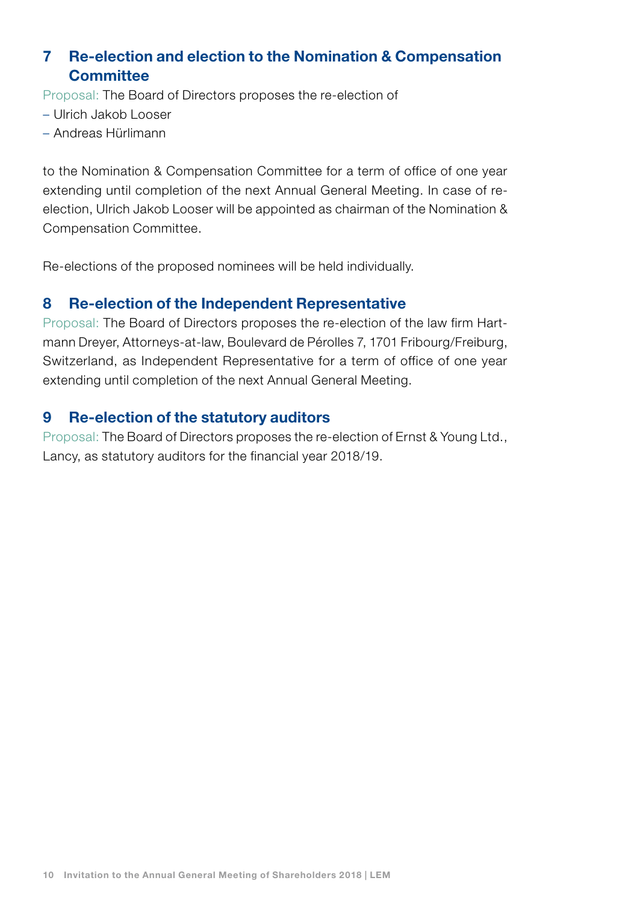## 7 Re-election and election to the Nomination & Compensation Committee

Proposal: The Board of Directors proposes the re-election of

- Ulrich Jakob Looser
- Andreas Hürlimann

to the Nomination & Compensation Committee for a term of office of one year extending until completion of the next Annual General Meeting. In case of re-election, Ulrich Jakob Looser will be appointed as chairman of the Nomination & Compensation Committee.

Re-elections of the proposed nominees will be held individually.

## 8 Re-election of the Independent Representative

Proposal: The Board of Directors proposes the re-election of the law firm Hartmann Dreyer, Attorneys-at-law, Boulevard de Pérolles 7, 1701 Fribourg/Freiburg, Switzerland, as Independent Representative for a term of office of one year extending until completion of the next Annual General Meeting.

## 9 Re-election of the statutory auditors

Proposal: The Board of Directors proposes the re-election of Ernst & Young Ltd., Lancy, as statutory auditors for the financial year 2018/19.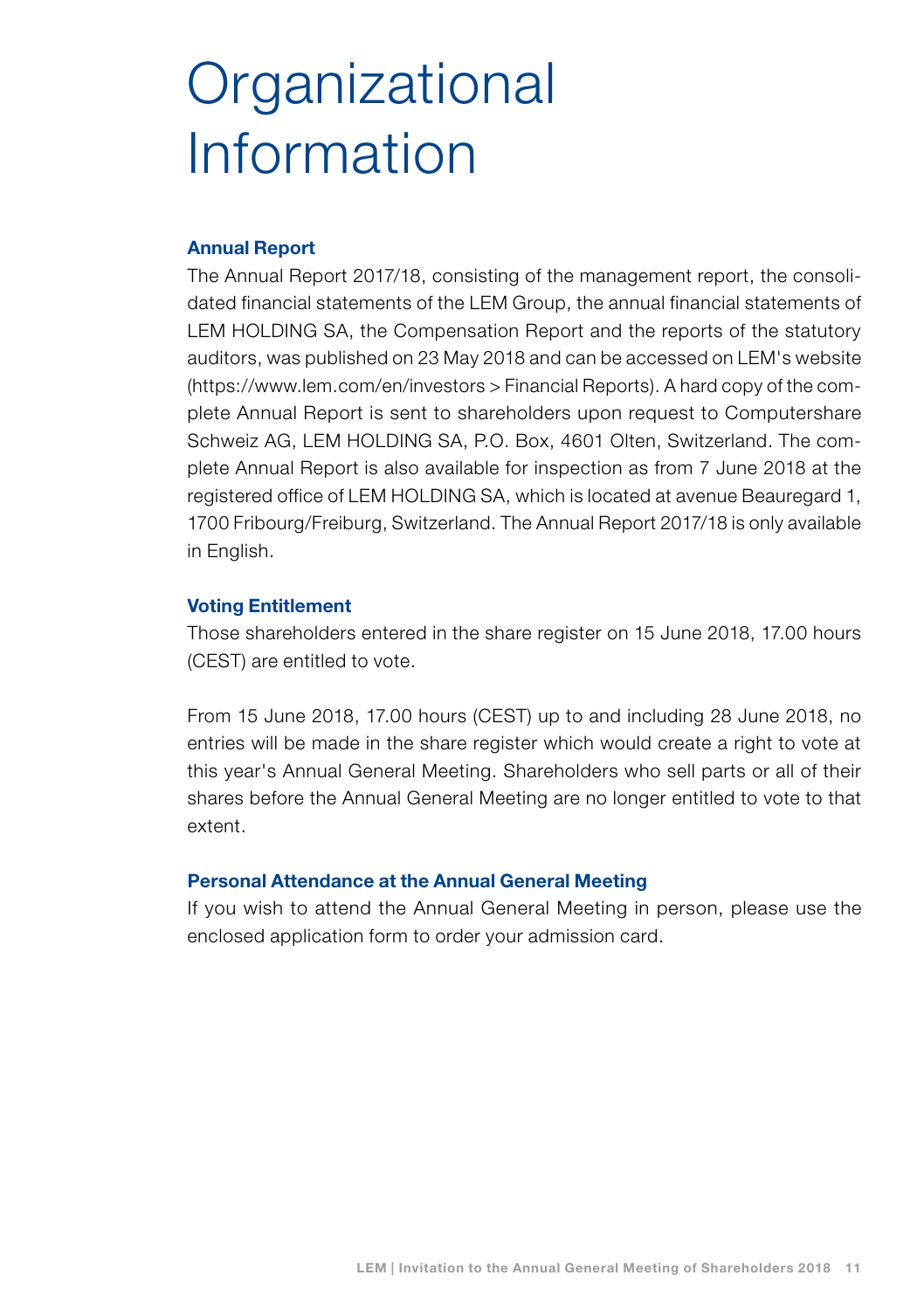# Organizational Information

## Annual Report

The Annual Report 2017/18, consisting of the management report, the consolidated financial statements of the LEM Group, the annual financial statements of LEM HOLDING SA, the Compensation Report and the reports of the statutory auditors, was published on 23 May 2018 and can be accessed on LEM's website (https://www.lem.com/en/investors > Financial Reports). A hard copy of the complete Annual Report is sent to shareholders upon request to Computershare Schweiz AG, LEM HOLDING SA, P.O. Box, 4601 Olten, Switzerland. The complete Annual Report is also available for inspection as from 7 June 2018 at the registered office of LEM HOLDING SA, which is located at avenue Beauregard 1, 1700 Fribourg/Freiburg, Switzerland. The Annual Report 2017/18 is only available in English.

## Voting Entitlement

Those shareholders entered in the share register on 15 June 2018, 17.00 hours (CEST) are entitled to vote.

From 15 June 2018, 17.00 hours (CEST) up to and including 28 June 2018, no entries will be made in the share register which would create a right to vote at this year's Annual General Meeting. Shareholders who sell parts or all of their shares before the Annual General Meeting are no longer entitled to vote to that extent.

## Personal Attendance at the Annual General Meeting

If you wish to attend the Annual General Meeting in person, please use the enclosed application form to order your admission card.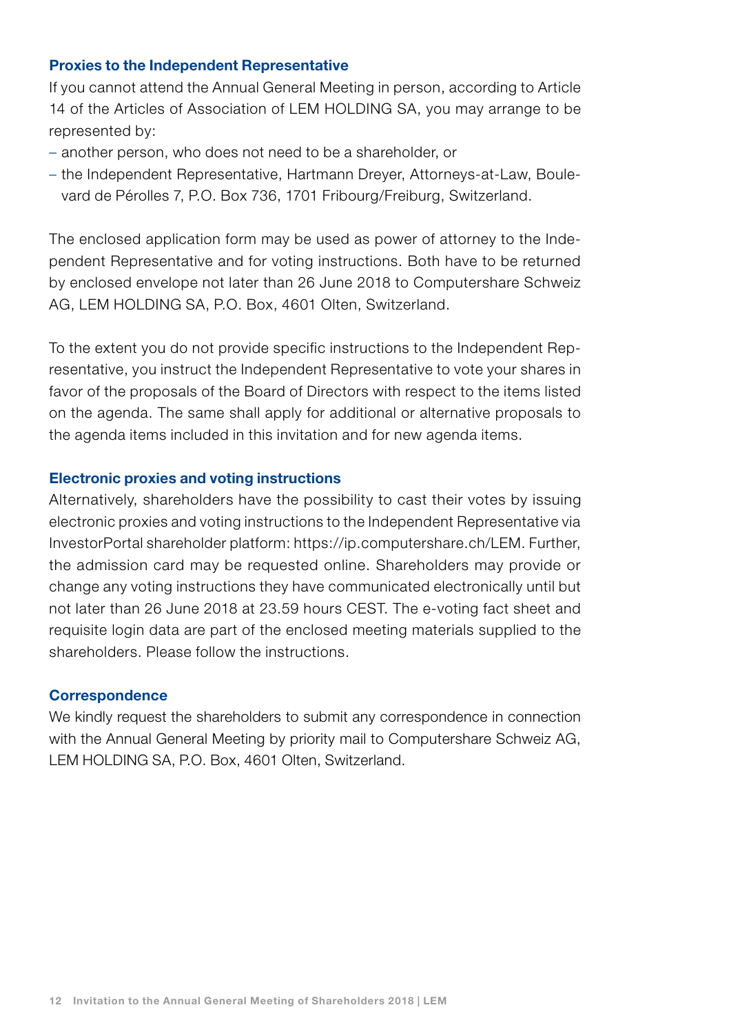### Proxies to the Independent Representative

If you cannot attend the Annual General Meeting in person, according to Article 14 of the Articles of Association of LEM HOLDING SA, you may arrange to be represented by:

- another person, who does not need to be a shareholder, or
- the Independent Representative, Hartmann Dreyer, Attorneys-at-Law, Boulevard de Pérolles 7, P.O. Box 736, 1701 Fribourg/Freiburg, Switzerland.

The enclosed application form may be used as power of attorney to the Independent Representative and for voting instructions. Both have to be returned by enclosed envelope not later than 26 June 2018 to Computershare Schweiz AG, LEM HOLDING SA, P.O. Box, 4601 Olten, Switzerland.

To the extent you do not provide specific instructions to the Independent Representative, you instruct the Independent Representative to vote your shares in favor of the proposals of the Board of Directors with respect to the items listed on the agenda. The same shall apply for additional or alternative proposals to the agenda items included in this invitation and for new agenda items.

### Electronic proxies and voting instructions

Alternatively, shareholders have the possibility to cast their votes by issuing electronic proxies and voting instructions to the Independent Representative via InvestorPortal shareholder platform: https://ip.computershare.ch/LEM. Further, the admission card may be requested online. Shareholders may provide or change any voting instructions they have communicated electronically until but not later than 26 June 2018 at 23.59 hours CEST. The e-voting fact sheet and requisite login data are part of the enclosed meeting materials supplied to the shareholders. Please follow the instructions.

### Correspondence

We kindly request the shareholders to submit any correspondence in connection with the Annual General Meeting by priority mail to Computershare Schweiz AG, LEM HOLDING SA, P.O. Box, 4601 Olten, Switzerland.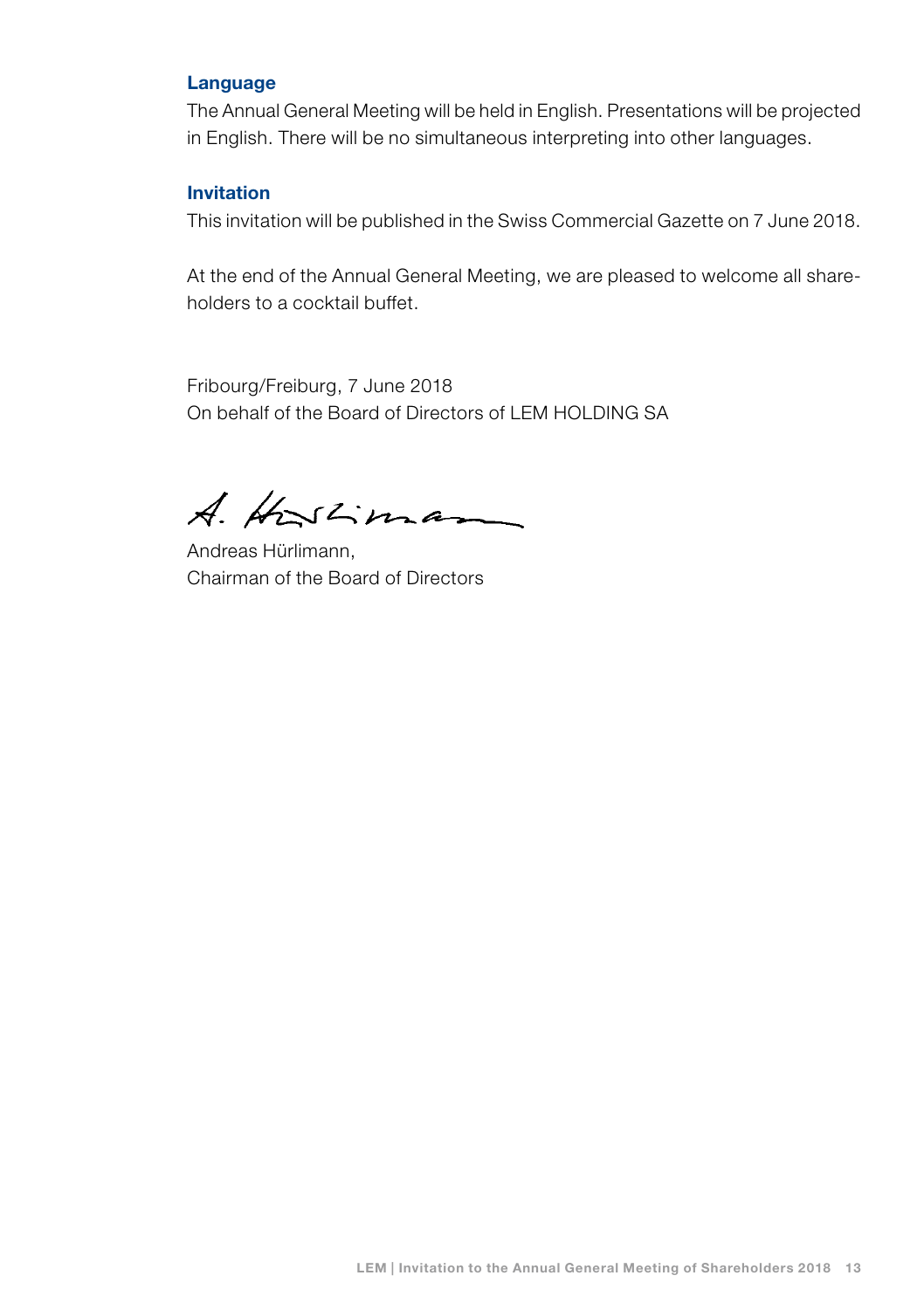### Language

The Annual General Meeting will be held in English. Presentations will be projected in English. There will be no simultaneous interpreting into other languages.

### Invitation

This invitation will be published in the Swiss Commercial Gazette on 7 June 2018.

At the end of the Annual General Meeting, we are pleased to welcome all shareholders to a cocktail buffet.

Fribourg/Freiburg, 7 June 2018
On behalf of the Board of Directors of LEM HOLDING SA

Andreas Hürlimann,
Chairman of the Board of Directors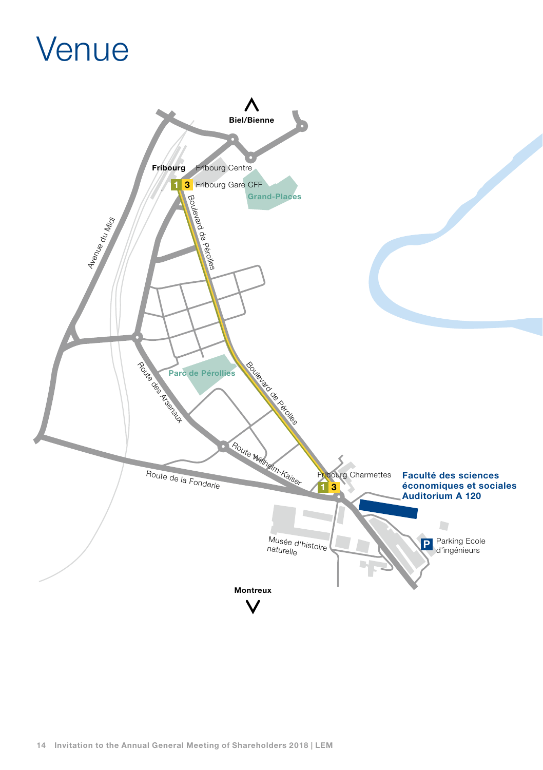# Venue

Biel/Bienne

Fribourg

Fribourg Centre

1 3 Fribourg Gare CFF

Grand-Places

Avenue du Midi

Boulevard de Pérolles

Parc de Pérolles

Route des Arsenaux

Boulevard de Pérolles

Route Wilhelm-Kaiser

Route de la Fonderie

Fribourg Charmettes

1 3

**Faculté des sciences économiques et sociales Auditorium A 120**

Musée d'histoire naturelle

P Parking Ecole d'ingénieurs

Montreux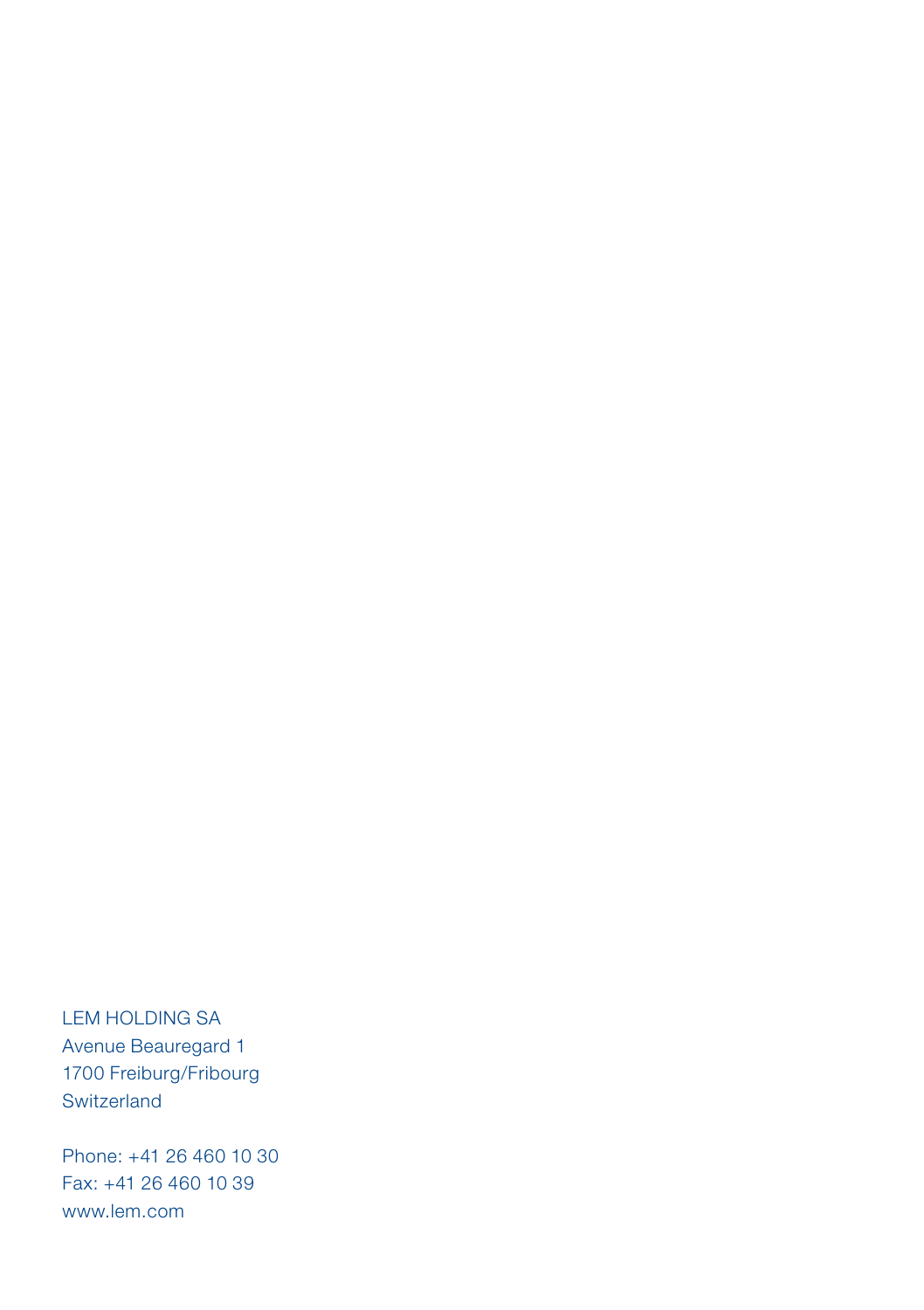LEM HOLDING SA
Avenue Beauregard 1
1700 Freiburg/Fribourg
Switzerland

Phone: +41 26 460 10 30
Fax: +41 26 460 10 39
www.lem.com